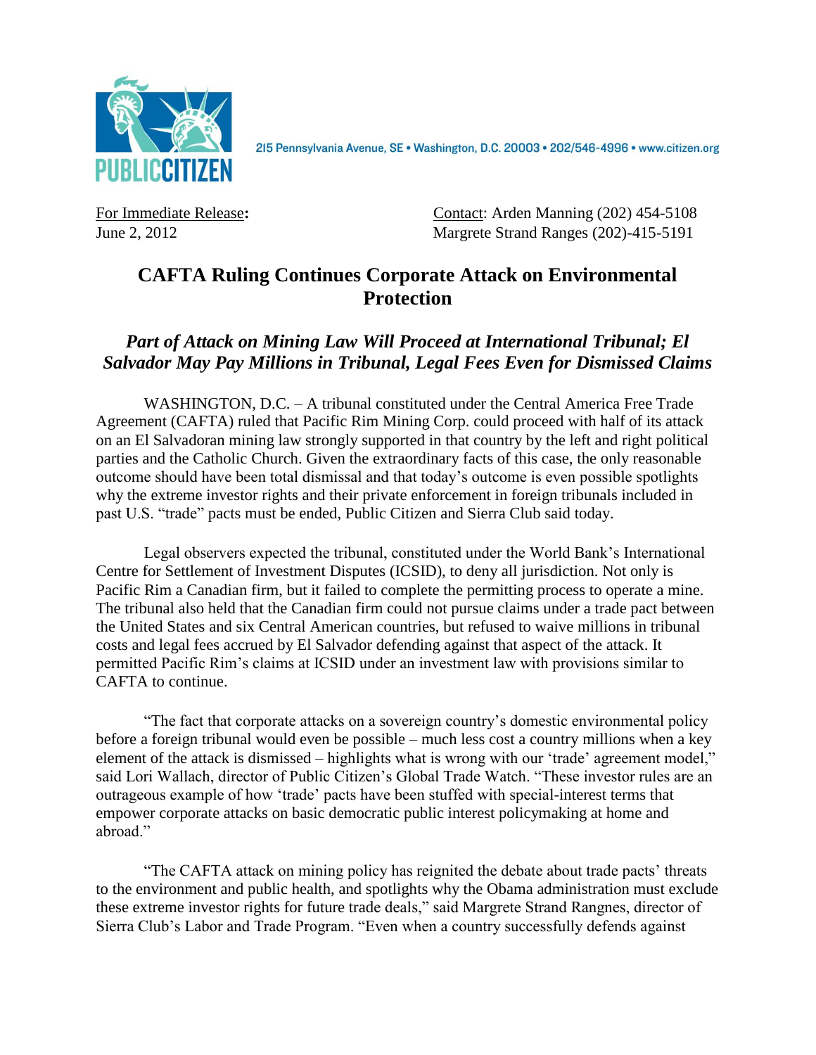PUBLIC CITIZEN

215 Pennsylvania Avenue, SE • Washington, D.C. 20003 • 202/546-4996 • www.citizen.org

For Immediate Release:
June 2, 2012

Contact: Arden Manning (202) 454-5108
Margrete Strand Ranges (202)-415-5191

# CAFTA Ruling Continues Corporate Attack on Environmental Protection

## *Part of Attack on Mining Law Will Proceed at International Tribunal; El Salvador May Pay Millions in Tribunal, Legal Fees Even for Dismissed Claims*

WASHINGTON, D.C. – A tribunal constituted under the Central America Free Trade Agreement (CAFTA) ruled that Pacific Rim Mining Corp. could proceed with half of its attack on an El Salvadoran mining law strongly supported in that country by the left and right political parties and the Catholic Church. Given the extraordinary facts of this case, the only reasonable outcome should have been total dismissal and that today's outcome is even possible spotlights why the extreme investor rights and their private enforcement in foreign tribunals included in past U.S. "trade" pacts must be ended, Public Citizen and Sierra Club said today.

Legal observers expected the tribunal, constituted under the World Bank's International Centre for Settlement of Investment Disputes (ICSID), to deny all jurisdiction. Not only is Pacific Rim a Canadian firm, but it failed to complete the permitting process to operate a mine. The tribunal also held that the Canadian firm could not pursue claims under a trade pact between the United States and six Central American countries, but refused to waive millions in tribunal costs and legal fees accrued by El Salvador defending against that aspect of the attack. It permitted Pacific Rim's claims at ICSID under an investment law with provisions similar to CAFTA to continue.

"The fact that corporate attacks on a sovereign country's domestic environmental policy before a foreign tribunal would even be possible – much less cost a country millions when a key element of the attack is dismissed – highlights what is wrong with our 'trade' agreement model," said Lori Wallach, director of Public Citizen's Global Trade Watch. "These investor rules are an outrageous example of how 'trade' pacts have been stuffed with special-interest terms that empower corporate attacks on basic democratic public interest policymaking at home and abroad."

"The CAFTA attack on mining policy has reignited the debate about trade pacts' threats to the environment and public health, and spotlights why the Obama administration must exclude these extreme investor rights for future trade deals," said Margrete Strand Rangnes, director of Sierra Club's Labor and Trade Program. "Even when a country successfully defends against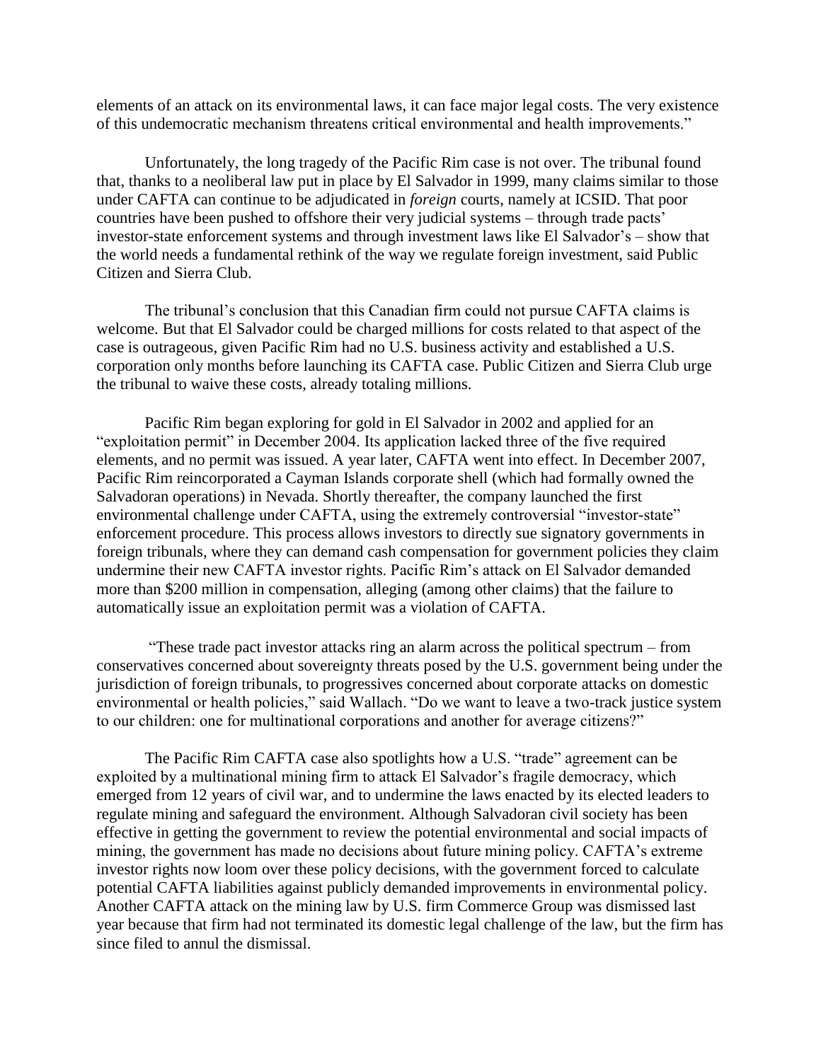elements of an attack on its environmental laws, it can face major legal costs. The very existence of this undemocratic mechanism threatens critical environmental and health improvements."

Unfortunately, the long tragedy of the Pacific Rim case is not over. The tribunal found that, thanks to a neoliberal law put in place by El Salvador in 1999, many claims similar to those under CAFTA can continue to be adjudicated in *foreign* courts, namely at ICSID. That poor countries have been pushed to offshore their very judicial systems – through trade pacts' investor-state enforcement systems and through investment laws like El Salvador's – show that the world needs a fundamental rethink of the way we regulate foreign investment, said Public Citizen and Sierra Club.

The tribunal's conclusion that this Canadian firm could not pursue CAFTA claims is welcome. But that El Salvador could be charged millions for costs related to that aspect of the case is outrageous, given Pacific Rim had no U.S. business activity and established a U.S. corporation only months before launching its CAFTA case. Public Citizen and Sierra Club urge the tribunal to waive these costs, already totaling millions.

Pacific Rim began exploring for gold in El Salvador in 2002 and applied for an "exploitation permit" in December 2004. Its application lacked three of the five required elements, and no permit was issued. A year later, CAFTA went into effect. In December 2007, Pacific Rim reincorporated a Cayman Islands corporate shell (which had formally owned the Salvadoran operations) in Nevada. Shortly thereafter, the company launched the first environmental challenge under CAFTA, using the extremely controversial "investor-state" enforcement procedure. This process allows investors to directly sue signatory governments in foreign tribunals, where they can demand cash compensation for government policies they claim undermine their new CAFTA investor rights. Pacific Rim's attack on El Salvador demanded more than $200 million in compensation, alleging (among other claims) that the failure to automatically issue an exploitation permit was a violation of CAFTA.

"These trade pact investor attacks ring an alarm across the political spectrum – from conservatives concerned about sovereignty threats posed by the U.S. government being under the jurisdiction of foreign tribunals, to progressives concerned about corporate attacks on domestic environmental or health policies," said Wallach. "Do we want to leave a two-track justice system to our children: one for multinational corporations and another for average citizens?"

The Pacific Rim CAFTA case also spotlights how a U.S. "trade" agreement can be exploited by a multinational mining firm to attack El Salvador's fragile democracy, which emerged from 12 years of civil war, and to undermine the laws enacted by its elected leaders to regulate mining and safeguard the environment. Although Salvadoran civil society has been effective in getting the government to review the potential environmental and social impacts of mining, the government has made no decisions about future mining policy. CAFTA's extreme investor rights now loom over these policy decisions, with the government forced to calculate potential CAFTA liabilities against publicly demanded improvements in environmental policy. Another CAFTA attack on the mining law by U.S. firm Commerce Group was dismissed last year because that firm had not terminated its domestic legal challenge of the law, but the firm has since filed to annul the dismissal.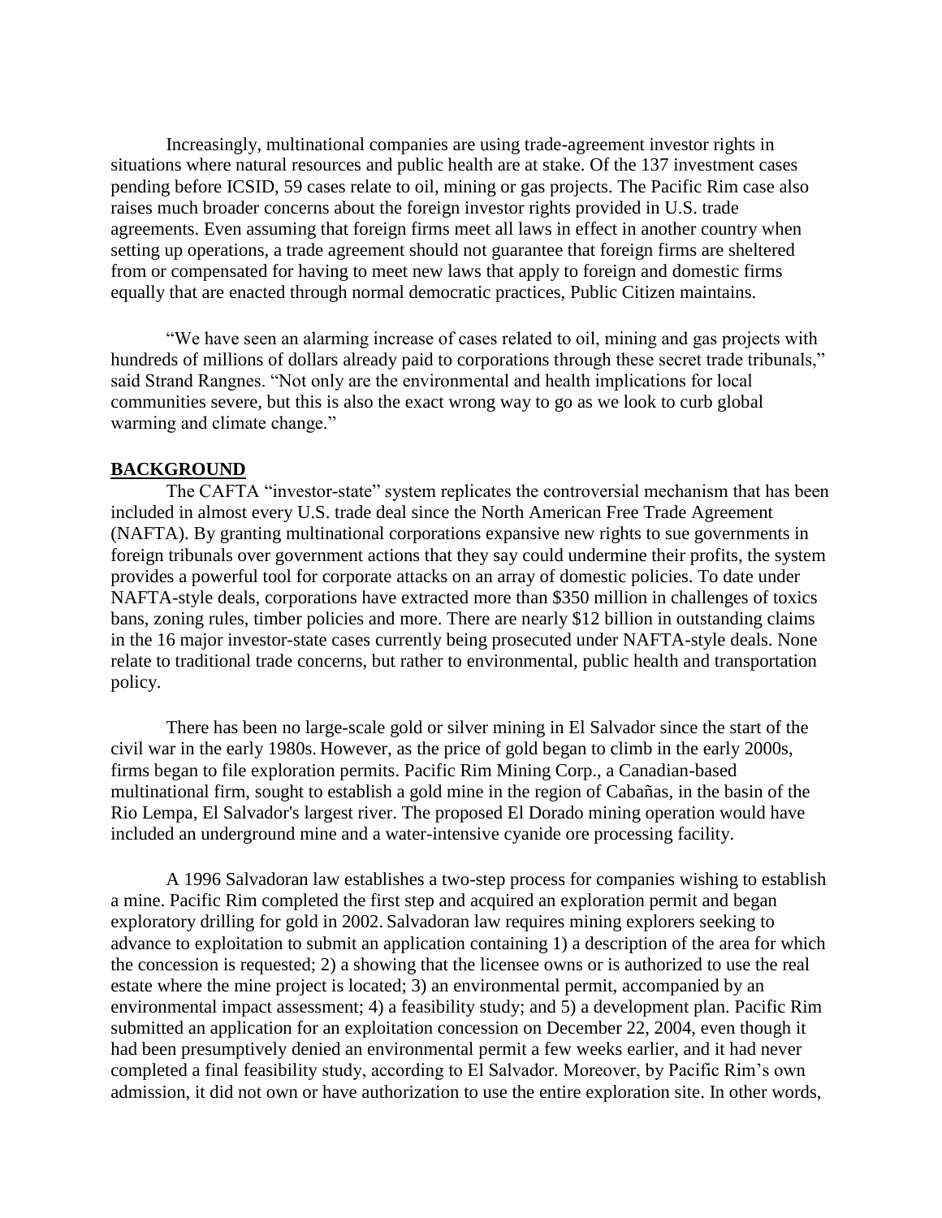Increasingly, multinational companies are using trade-agreement investor rights in situations where natural resources and public health are at stake. Of the 137 investment cases pending before ICSID, 59 cases relate to oil, mining or gas projects. The Pacific Rim case also raises much broader concerns about the foreign investor rights provided in U.S. trade agreements. Even assuming that foreign firms meet all laws in effect in another country when setting up operations, a trade agreement should not guarantee that foreign firms are sheltered from or compensated for having to meet new laws that apply to foreign and domestic firms equally that are enacted through normal democratic practices, Public Citizen maintains.

"We have seen an alarming increase of cases related to oil, mining and gas projects with hundreds of millions of dollars already paid to corporations through these secret trade tribunals," said Strand Rangnes. "Not only are the environmental and health implications for local communities severe, but this is also the exact wrong way to go as we look to curb global warming and climate change."

**BACKGROUND**

The CAFTA "investor-state" system replicates the controversial mechanism that has been included in almost every U.S. trade deal since the North American Free Trade Agreement (NAFTA). By granting multinational corporations expansive new rights to sue governments in foreign tribunals over government actions that they say could undermine their profits, the system provides a powerful tool for corporate attacks on an array of domestic policies. To date under NAFTA-style deals, corporations have extracted more than $350 million in challenges of toxics bans, zoning rules, timber policies and more. There are nearly $12 billion in outstanding claims in the 16 major investor-state cases currently being prosecuted under NAFTA-style deals. None relate to traditional trade concerns, but rather to environmental, public health and transportation policy.

There has been no large-scale gold or silver mining in El Salvador since the start of the civil war in the early 1980s. However, as the price of gold began to climb in the early 2000s, firms began to file exploration permits. Pacific Rim Mining Corp., a Canadian-based multinational firm, sought to establish a gold mine in the region of Cabañas, in the basin of the Rio Lempa, El Salvador's largest river. The proposed El Dorado mining operation would have included an underground mine and a water-intensive cyanide ore processing facility.

A 1996 Salvadoran law establishes a two-step process for companies wishing to establish a mine. Pacific Rim completed the first step and acquired an exploration permit and began exploratory drilling for gold in 2002. Salvadoran law requires mining explorers seeking to advance to exploitation to submit an application containing 1) a description of the area for which the concession is requested; 2) a showing that the licensee owns or is authorized to use the real estate where the mine project is located; 3) an environmental permit, accompanied by an environmental impact assessment; 4) a feasibility study; and 5) a development plan. Pacific Rim submitted an application for an exploitation concession on December 22, 2004, even though it had been presumptively denied an environmental permit a few weeks earlier, and it had never completed a final feasibility study, according to El Salvador. Moreover, by Pacific Rim's own admission, it did not own or have authorization to use the entire exploration site. In other words,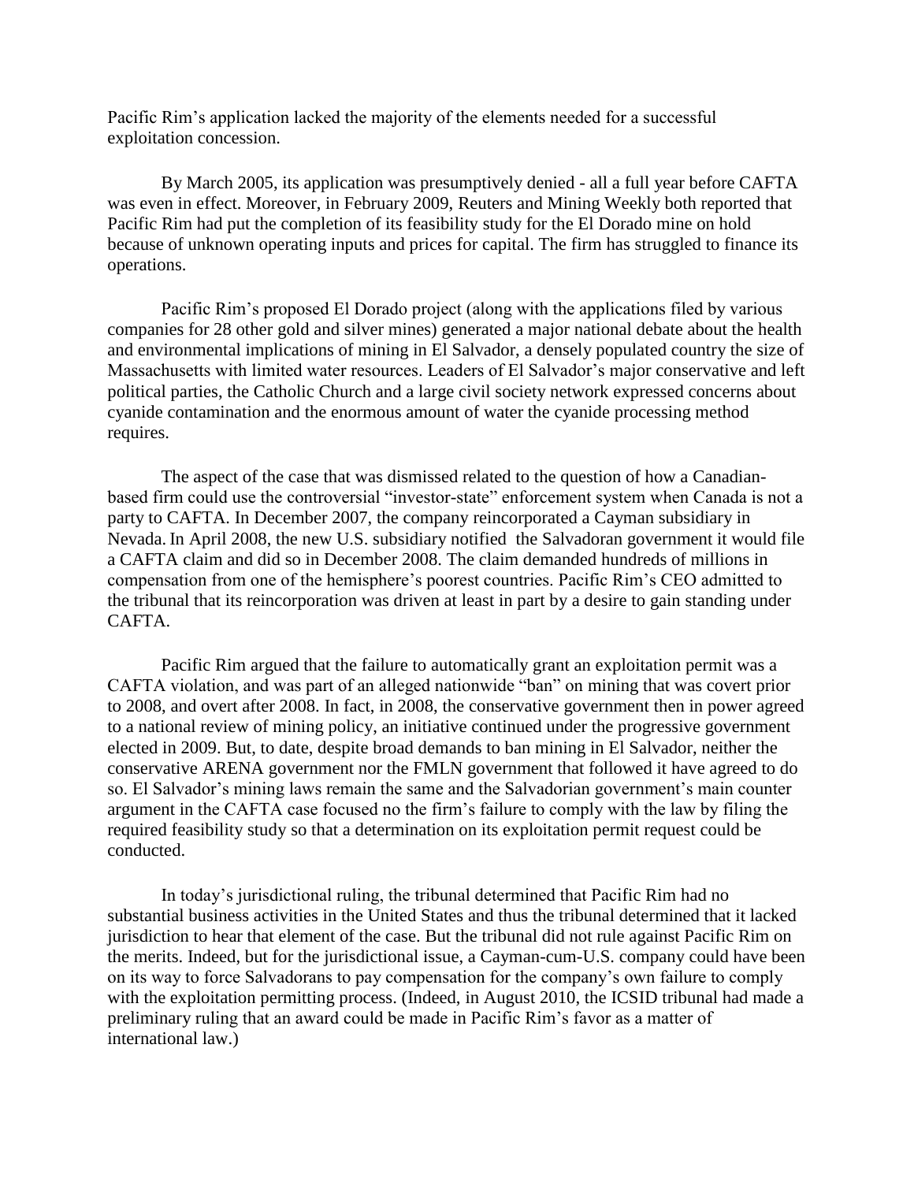Pacific Rim's application lacked the majority of the elements needed for a successful exploitation concession.

By March 2005, its application was presumptively denied - all a full year before CAFTA was even in effect. Moreover, in February 2009, Reuters and Mining Weekly both reported that Pacific Rim had put the completion of its feasibility study for the El Dorado mine on hold because of unknown operating inputs and prices for capital. The firm has struggled to finance its operations.

Pacific Rim's proposed El Dorado project (along with the applications filed by various companies for 28 other gold and silver mines) generated a major national debate about the health and environmental implications of mining in El Salvador, a densely populated country the size of Massachusetts with limited water resources. Leaders of El Salvador's major conservative and left political parties, the Catholic Church and a large civil society network expressed concerns about cyanide contamination and the enormous amount of water the cyanide processing method requires.

The aspect of the case that was dismissed related to the question of how a Canadian-based firm could use the controversial "investor-state" enforcement system when Canada is not a party to CAFTA. In December 2007, the company reincorporated a Cayman subsidiary in Nevada. In April 2008, the new U.S. subsidiary notified the Salvadoran government it would file a CAFTA claim and did so in December 2008. The claim demanded hundreds of millions in compensation from one of the hemisphere's poorest countries. Pacific Rim's CEO admitted to the tribunal that its reincorporation was driven at least in part by a desire to gain standing under CAFTA.

Pacific Rim argued that the failure to automatically grant an exploitation permit was a CAFTA violation, and was part of an alleged nationwide "ban" on mining that was covert prior to 2008, and overt after 2008. In fact, in 2008, the conservative government then in power agreed to a national review of mining policy, an initiative continued under the progressive government elected in 2009. But, to date, despite broad demands to ban mining in El Salvador, neither the conservative ARENA government nor the FMLN government that followed it have agreed to do so. El Salvador's mining laws remain the same and the Salvadorian government's main counter argument in the CAFTA case focused no the firm's failure to comply with the law by filing the required feasibility study so that a determination on its exploitation permit request could be conducted.

In today's jurisdictional ruling, the tribunal determined that Pacific Rim had no substantial business activities in the United States and thus the tribunal determined that it lacked jurisdiction to hear that element of the case. But the tribunal did not rule against Pacific Rim on the merits. Indeed, but for the jurisdictional issue, a Cayman-cum-U.S. company could have been on its way to force Salvadorans to pay compensation for the company's own failure to comply with the exploitation permitting process. (Indeed, in August 2010, the ICSID tribunal had made a preliminary ruling that an award could be made in Pacific Rim's favor as a matter of international law.)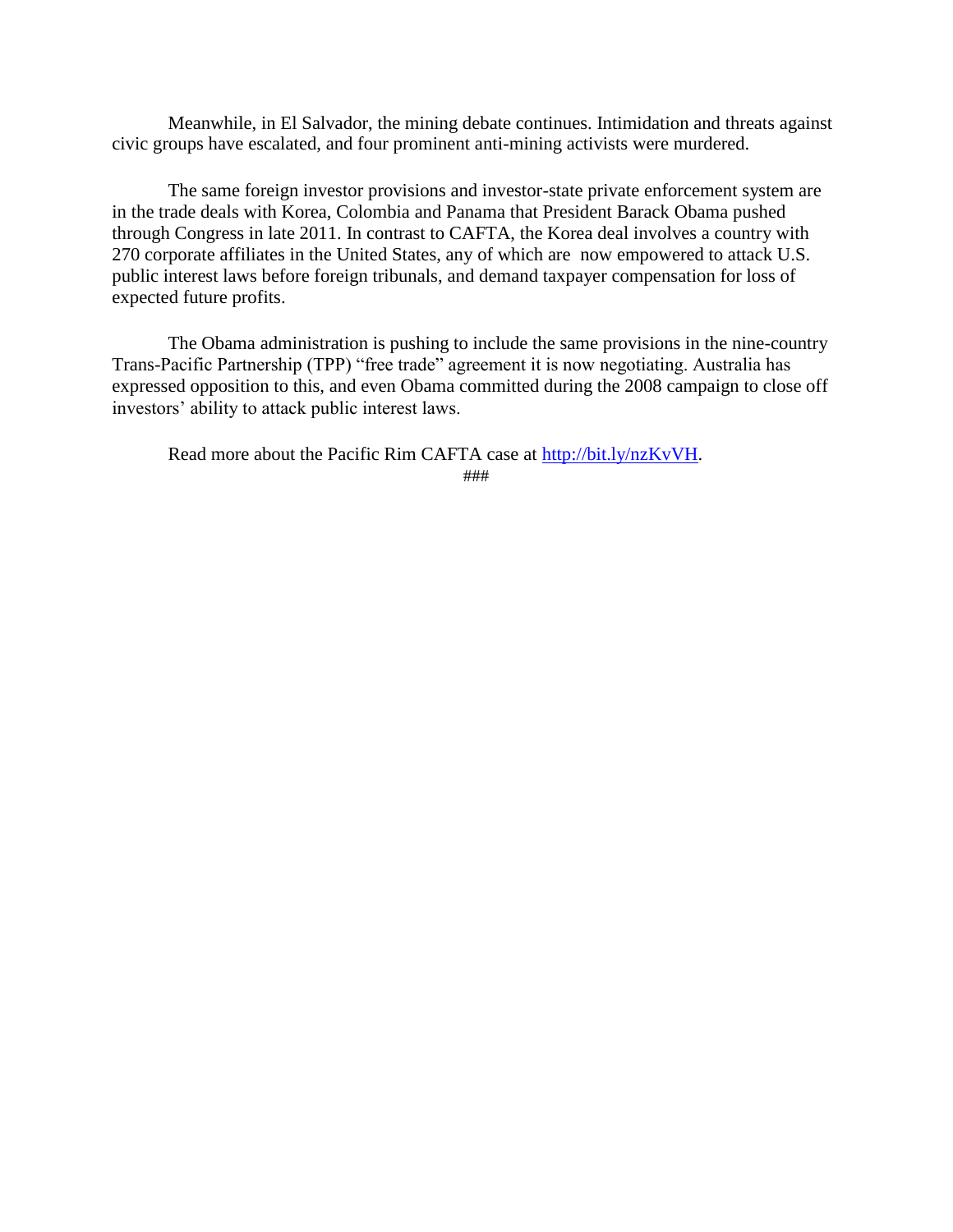Meanwhile, in El Salvador, the mining debate continues. Intimidation and threats against civic groups have escalated, and four prominent anti-mining activists were murdered.

The same foreign investor provisions and investor-state private enforcement system are in the trade deals with Korea, Colombia and Panama that President Barack Obama pushed through Congress in late 2011. In contrast to CAFTA, the Korea deal involves a country with 270 corporate affiliates in the United States, any of which are now empowered to attack U.S. public interest laws before foreign tribunals, and demand taxpayer compensation for loss of expected future profits.

The Obama administration is pushing to include the same provisions in the nine-country Trans-Pacific Partnership (TPP) "free trade" agreement it is now negotiating. Australia has expressed opposition to this, and even Obama committed during the 2008 campaign to close off investors' ability to attack public interest laws.

Read more about the Pacific Rim CAFTA case at [http://bit.ly/nzKvVH](http://bit.ly/nzKvVH).

###